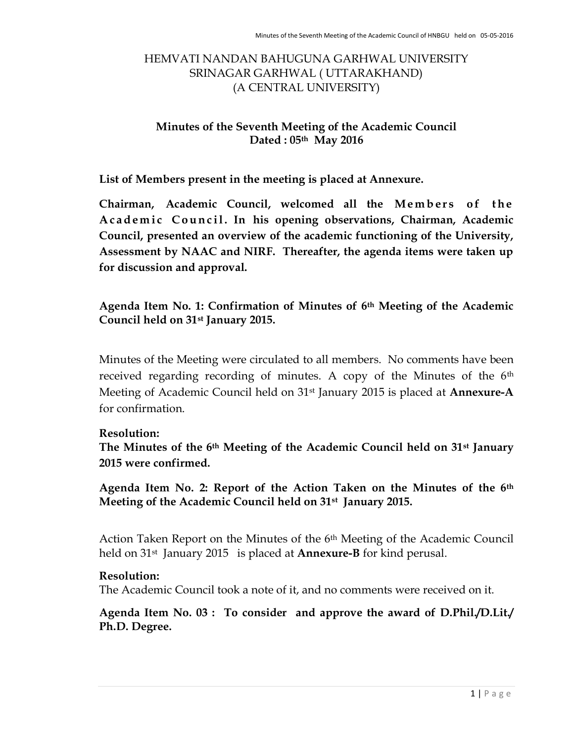# HEMVATI NANDAN BAHUGUNA GARHWAL UNIVERSITY
# SRINAGAR GARHWAL ( UTTARAKHAND)
# (A CENTRAL UNIVERSITY)

## Minutes of the Seventh Meeting of the Academic Council
## Dated : 05th May 2016

**List of Members present in the meeting is placed at Annexure.**

**Chairman, Academic Council, welcomed all the Members of the Academic Council. In his opening observations, Chairman, Academic Council, presented an overview of the academic functioning of the University, Assessment by NAAC and NIRF. Thereafter, the agenda items were taken up for discussion and approval.**

**Agenda Item No. 1: Confirmation of Minutes of 6th Meeting of the Academic Council held on 31st January 2015.**

Minutes of the Meeting were circulated to all members. No comments have been received regarding recording of minutes. A copy of the Minutes of the 6th Meeting of Academic Council held on 31st January 2015 is placed at **Annexure-A** for confirmation.

**Resolution:**
**The Minutes of the 6th Meeting of the Academic Council held on 31st January 2015 were confirmed.**

**Agenda Item No. 2: Report of the Action Taken on the Minutes of the 6th Meeting of the Academic Council held on 31st January 2015.**

Action Taken Report on the Minutes of the 6th Meeting of the Academic Council held on 31st January 2015 is placed at **Annexure-B** for kind perusal.

**Resolution:**
The Academic Council took a note of it, and no comments were received on it.

**Agenda Item No. 03 : To consider and approve the award of D.Phil./D.Lit./ Ph.D. Degree.**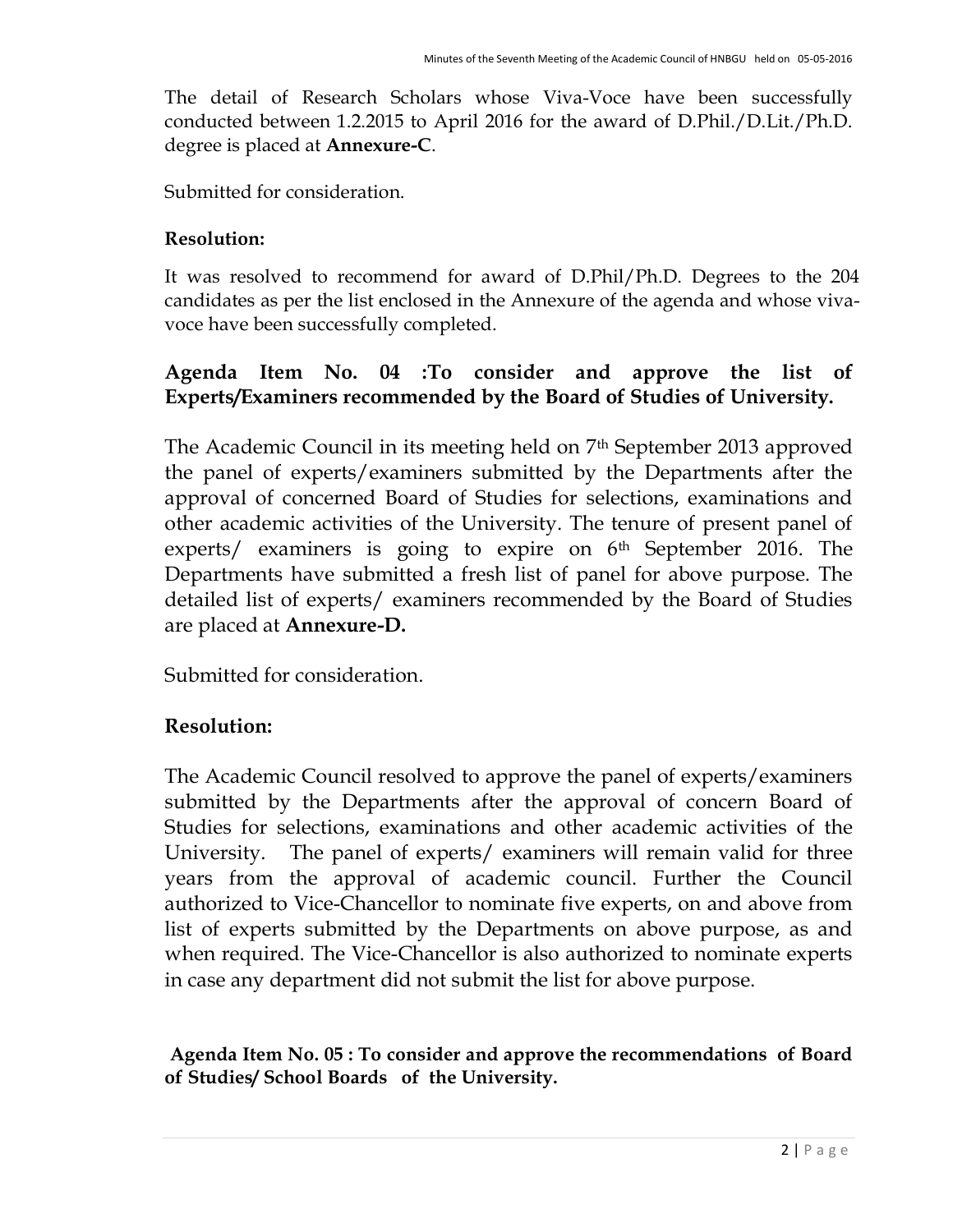The detail of Research Scholars whose Viva-Voce have been successfully conducted between 1.2.2015 to April 2016 for the award of D.Phil./D.Lit./Ph.D. degree is placed at **Annexure-C**.

Submitted for consideration.

**Resolution:**

It was resolved to recommend for award of D.Phil/Ph.D. Degrees to the 204 candidates as per the list enclosed in the Annexure of the agenda and whose viva-voce have been successfully completed.

## Agenda Item No. 04 :To consider and approve the list of Experts/Examiners recommended by the Board of Studies of University.

The Academic Council in its meeting held on 7th September 2013 approved the panel of experts/examiners submitted by the Departments after the approval of concerned Board of Studies for selections, examinations and other academic activities of the University. The tenure of present panel of experts/ examiners is going to expire on 6th September 2016. The Departments have submitted a fresh list of panel for above purpose. The detailed list of experts/ examiners recommended by the Board of Studies are placed at **Annexure-D.**

Submitted for consideration.

**Resolution:**

The Academic Council resolved to approve the panel of experts/examiners submitted by the Departments after the approval of concern Board of Studies for selections, examinations and other academic activities of the University. The panel of experts/ examiners will remain valid for three years from the approval of academic council. Further the Council authorized to Vice-Chancellor to nominate five experts, on and above from list of experts submitted by the Departments on above purpose, as and when required. The Vice-Chancellor is also authorized to nominate experts in case any department did not submit the list for above purpose.

## Agenda Item No. 05 : To consider and approve the recommendations of Board of Studies/ School Boards of the University.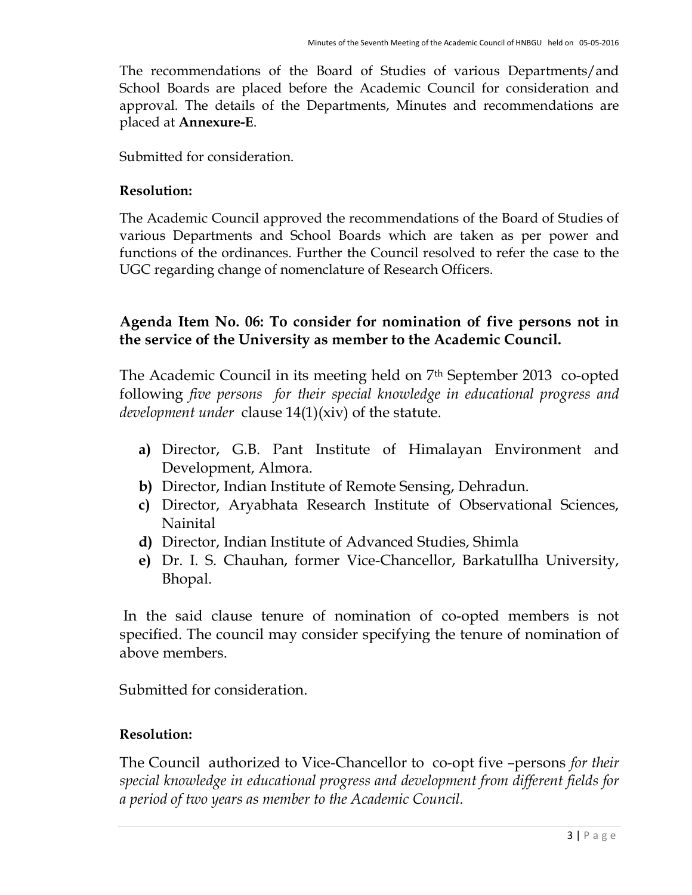The recommendations of the Board of Studies of various Departments/and School Boards are placed before the Academic Council for consideration and approval. The details of the Departments, Minutes and recommendations are placed at **Annexure-E**.

Submitted for consideration.

**Resolution:**

The Academic Council approved the recommendations of the Board of Studies of various Departments and School Boards which are taken as per power and functions of the ordinances. Further the Council resolved to refer the case to the UGC regarding change of nomenclature of Research Officers.

**Agenda Item No. 06: To consider for nomination of five persons not in the service of the University as member to the Academic Council.**

The Academic Council in its meeting held on 7th September 2013 co-opted following *five persons for their special knowledge in educational progress and development under* clause 14(1)(xiv) of the statute.

- **a)** Director, G.B. Pant Institute of Himalayan Environment and Development, Almora.
- **b)** Director, Indian Institute of Remote Sensing, Dehradun.
- **c)** Director, Aryabhata Research Institute of Observational Sciences, Nainital
- **d)** Director, Indian Institute of Advanced Studies, Shimla
- **e)** Dr. I. S. Chauhan, former Vice-Chancellor, Barkatullha University, Bhopal.

In the said clause tenure of nomination of co-opted members is not specified. The council may consider specifying the tenure of nomination of above members.

Submitted for consideration.

**Resolution:**

The Council authorized to Vice-Chancellor to co-opt five –persons *for their special knowledge in educational progress and development from different fields for a period of two years as member to the Academic Council.*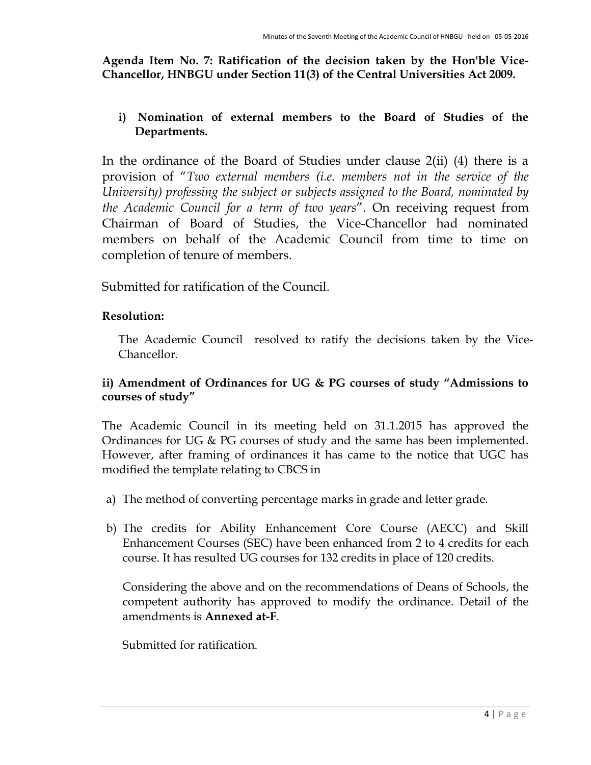**Agenda Item No. 7: Ratification of the decision taken by the Hon'ble Vice-Chancellor, HNBGU under Section 11(3) of the Central Universities Act 2009.**

**i) Nomination of external members to the Board of Studies of the Departments.**

In the ordinance of the Board of Studies under clause 2(ii) (4) there is a provision of "*Two external members (i.e. members not in the service of the University) professing the subject or subjects assigned to the Board, nominated by the Academic Council for a term of two years*". On receiving request from Chairman of Board of Studies, the Vice-Chancellor had nominated members on behalf of the Academic Council from time to time on completion of tenure of members.

Submitted for ratification of the Council.

**Resolution:**

The Academic Council resolved to ratify the decisions taken by the Vice-Chancellor.

**ii) Amendment of Ordinances for UG & PG courses of study "Admissions to courses of study"**

The Academic Council in its meeting held on 31.1.2015 has approved the Ordinances for UG & PG courses of study and the same has been implemented. However, after framing of ordinances it has came to the notice that UGC has modified the template relating to CBCS in

a) The method of converting percentage marks in grade and letter grade.

b) The credits for Ability Enhancement Core Course (AECC) and Skill Enhancement Courses (SEC) have been enhanced from 2 to 4 credits for each course. It has resulted UG courses for 132 credits in place of 120 credits.

Considering the above and on the recommendations of Deans of Schools, the competent authority has approved to modify the ordinance. Detail of the amendments is **Annexed at-F**.

Submitted for ratification.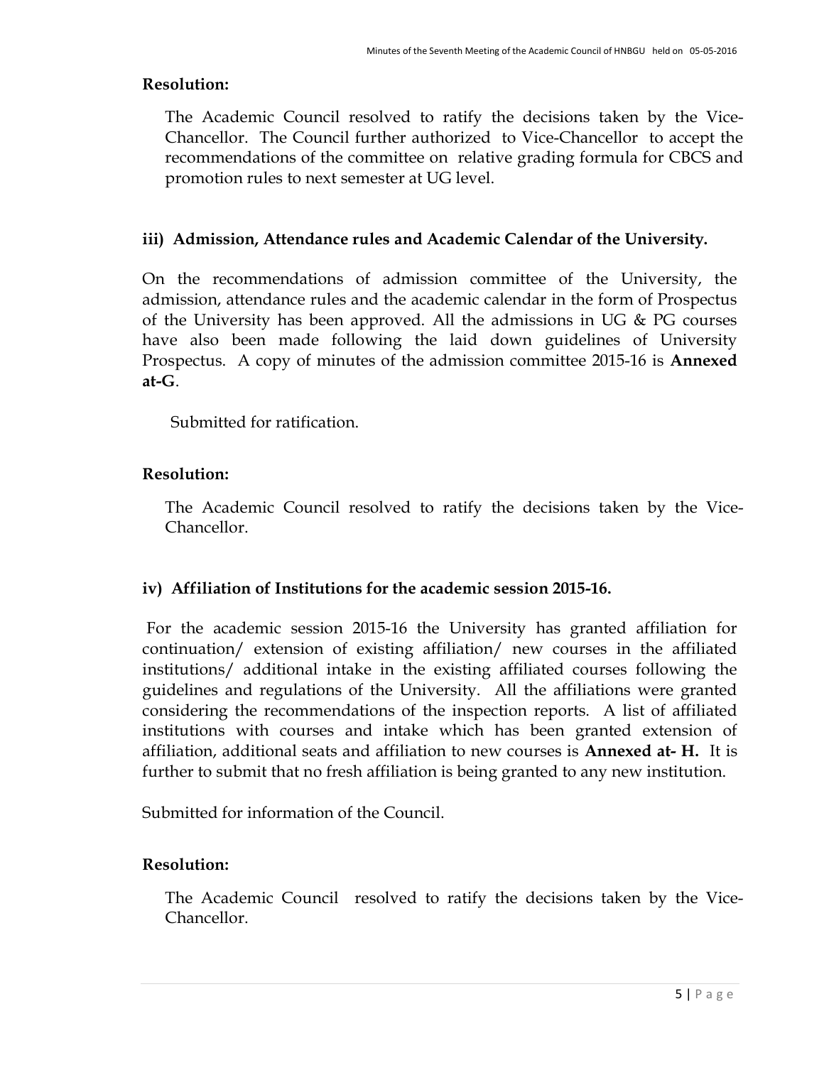**Resolution:**

The Academic Council resolved to ratify the decisions taken by the Vice-Chancellor. The Council further authorized to Vice-Chancellor to accept the recommendations of the committee on relative grading formula for CBCS and promotion rules to next semester at UG level.

### iii) Admission, Attendance rules and Academic Calendar of the University.

On the recommendations of admission committee of the University, the admission, attendance rules and the academic calendar in the form of Prospectus of the University has been approved. All the admissions in UG & PG courses have also been made following the laid down guidelines of University Prospectus. A copy of minutes of the admission committee 2015-16 is **Annexed at-G**.

Submitted for ratification.

**Resolution:**

The Academic Council resolved to ratify the decisions taken by the Vice-Chancellor.

### iv) Affiliation of Institutions for the academic session 2015-16.

For the academic session 2015-16 the University has granted affiliation for continuation/ extension of existing affiliation/ new courses in the affiliated institutions/ additional intake in the existing affiliated courses following the guidelines and regulations of the University. All the affiliations were granted considering the recommendations of the inspection reports. A list of affiliated institutions with courses and intake which has been granted extension of affiliation, additional seats and affiliation to new courses is **Annexed at- H.** It is further to submit that no fresh affiliation is being granted to any new institution.

Submitted for information of the Council.

**Resolution:**

The Academic Council resolved to ratify the decisions taken by the Vice-Chancellor.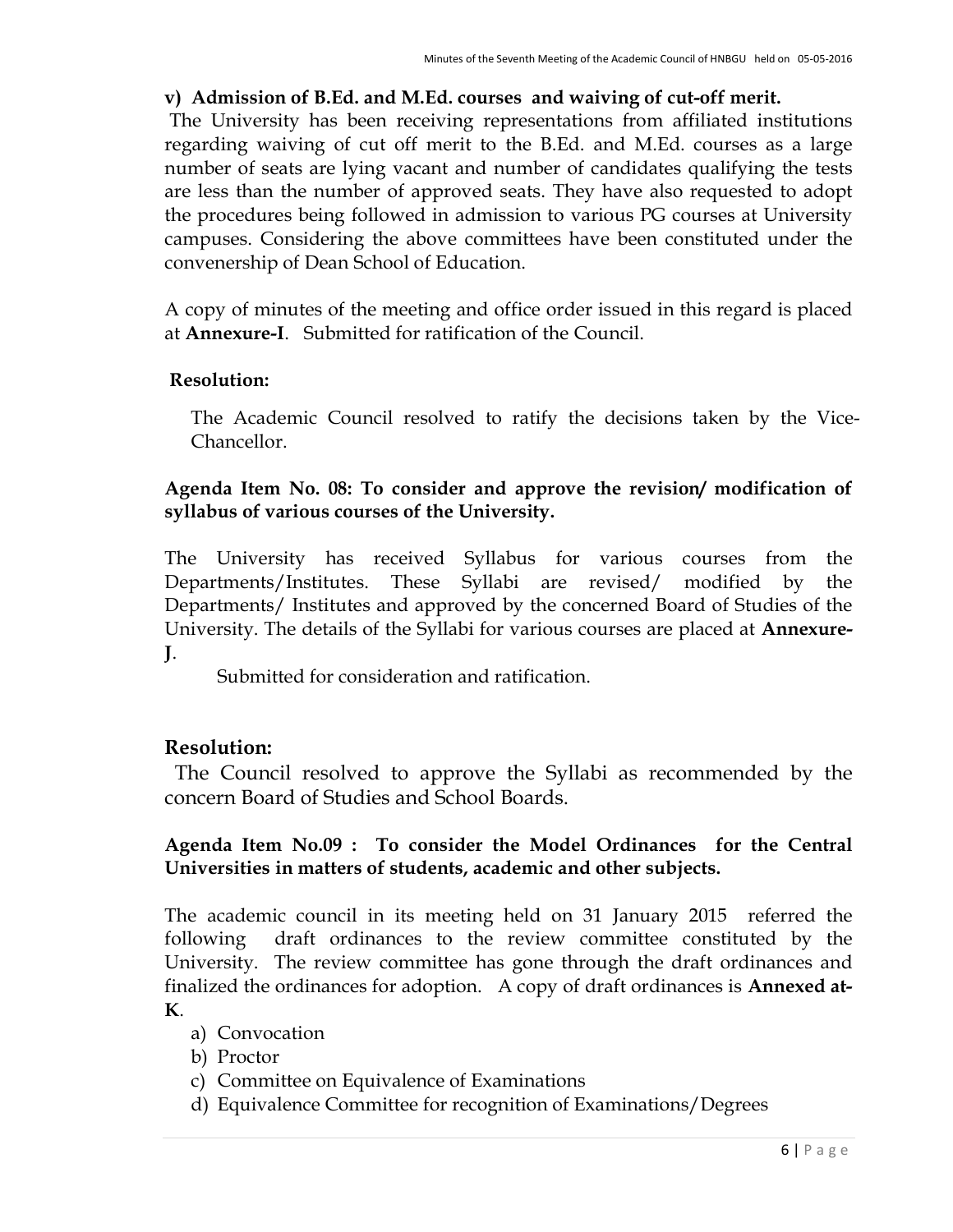**v) Admission of B.Ed. and M.Ed. courses and waiving of cut-off merit.**

The University has been receiving representations from affiliated institutions regarding waiving of cut off merit to the B.Ed. and M.Ed. courses as a large number of seats are lying vacant and number of candidates qualifying the tests are less than the number of approved seats. They have also requested to adopt the procedures being followed in admission to various PG courses at University campuses. Considering the above committees have been constituted under the convenership of Dean School of Education.

A copy of minutes of the meeting and office order issued in this regard is placed at **Annexure-I**. Submitted for ratification of the Council.

**Resolution:**

The Academic Council resolved to ratify the decisions taken by the Vice-Chancellor.

**Agenda Item No. 08: To consider and approve the revision/ modification of syllabus of various courses of the University.**

The University has received Syllabus for various courses from the Departments/Institutes. These Syllabi are revised/ modified by the Departments/ Institutes and approved by the concerned Board of Studies of the University. The details of the Syllabi for various courses are placed at **Annexure-J**.

Submitted for consideration and ratification.

## Resolution:

The Council resolved to approve the Syllabi as recommended by the concern Board of Studies and School Boards.

**Agenda Item No.09 : To consider the Model Ordinances for the Central Universities in matters of students, academic and other subjects.**

The academic council in its meeting held on 31 January 2015 referred the following draft ordinances to the review committee constituted by the University. The review committee has gone through the draft ordinances and finalized the ordinances for adoption. A copy of draft ordinances is **Annexed at-K**.

a) Convocation
b) Proctor
c) Committee on Equivalence of Examinations
d) Equivalence Committee for recognition of Examinations/Degrees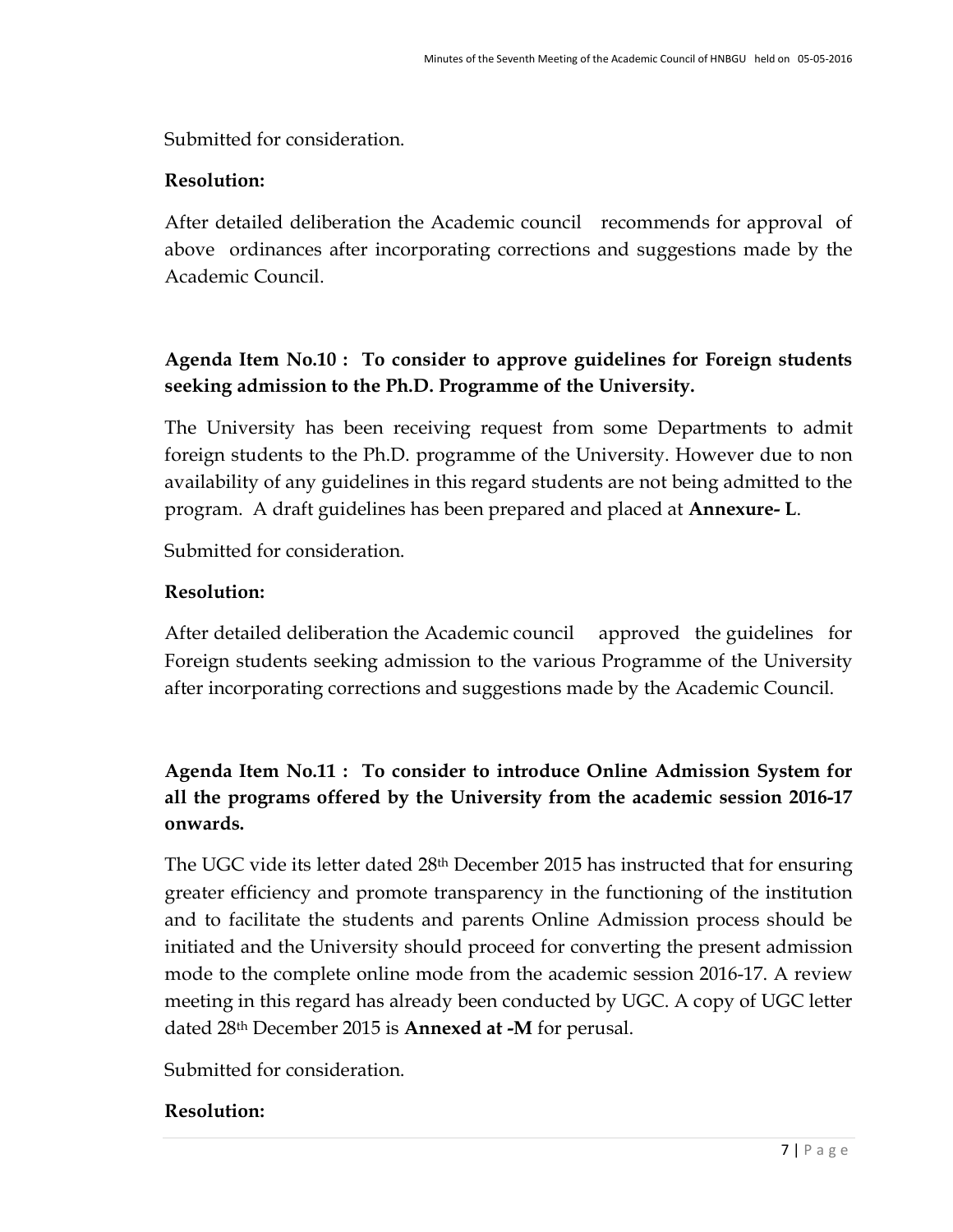Submitted for consideration.

**Resolution:**

After detailed deliberation the Academic council recommends for approval of above ordinances after incorporating corrections and suggestions made by the Academic Council.

**Agenda Item No.10 : To consider to approve guidelines for Foreign students seeking admission to the Ph.D. Programme of the University.**

The University has been receiving request from some Departments to admit foreign students to the Ph.D. programme of the University. However due to non availability of any guidelines in this regard students are not being admitted to the program. A draft guidelines has been prepared and placed at **Annexure- L**.

Submitted for consideration.

**Resolution:**

After detailed deliberation the Academic council approved the guidelines for Foreign students seeking admission to the various Programme of the University after incorporating corrections and suggestions made by the Academic Council.

**Agenda Item No.11 : To consider to introduce Online Admission System for all the programs offered by the University from the academic session 2016-17 onwards.**

The UGC vide its letter dated 28th December 2015 has instructed that for ensuring greater efficiency and promote transparency in the functioning of the institution and to facilitate the students and parents Online Admission process should be initiated and the University should proceed for converting the present admission mode to the complete online mode from the academic session 2016-17. A review meeting in this regard has already been conducted by UGC. A copy of UGC letter dated 28th December 2015 is **Annexed at -M** for perusal.

Submitted for consideration.

**Resolution:**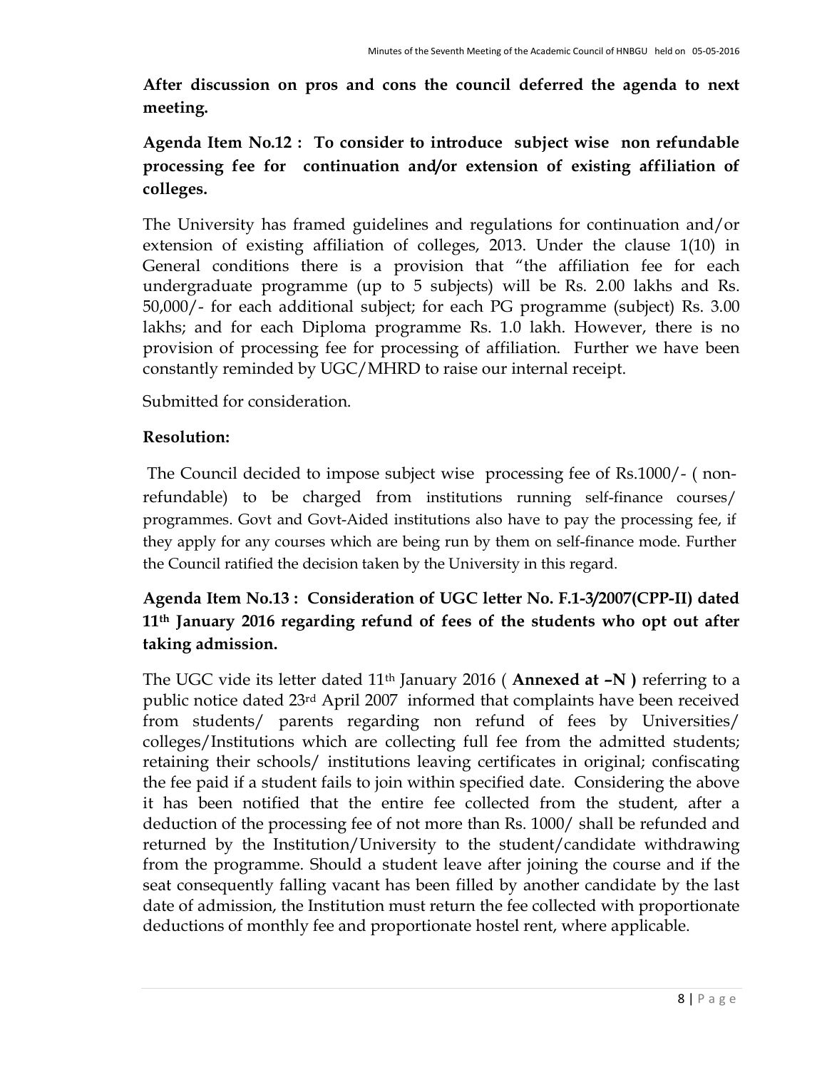**After discussion on pros and cons the council deferred the agenda to next meeting.**

**Agenda Item No.12 : To consider to introduce subject wise non refundable processing fee for continuation and/or extension of existing affiliation of colleges.**

The University has framed guidelines and regulations for continuation and/or extension of existing affiliation of colleges, 2013. Under the clause 1(10) in General conditions there is a provision that "the affiliation fee for each undergraduate programme (up to 5 subjects) will be Rs. 2.00 lakhs and Rs. 50,000/- for each additional subject; for each PG programme (subject) Rs. 3.00 lakhs; and for each Diploma programme Rs. 1.0 lakh. However, there is no provision of processing fee for processing of affiliation. Further we have been constantly reminded by UGC/MHRD to raise our internal receipt.

Submitted for consideration.

**Resolution:**

The Council decided to impose subject wise processing fee of Rs.1000/- ( non-refundable) to be charged from institutions running self-finance courses/ programmes. Govt and Govt-Aided institutions also have to pay the processing fee, if they apply for any courses which are being run by them on self-finance mode. Further the Council ratified the decision taken by the University in this regard.

**Agenda Item No.13 : Consideration of UGC letter No. F.1-3/2007(CPP-II) dated 11th January 2016 regarding refund of fees of the students who opt out after taking admission.**

The UGC vide its letter dated 11th January 2016 ( **Annexed at –N )** referring to a public notice dated 23rd April 2007 informed that complaints have been received from students/ parents regarding non refund of fees by Universities/ colleges/Institutions which are collecting full fee from the admitted students; retaining their schools/ institutions leaving certificates in original; confiscating the fee paid if a student fails to join within specified date. Considering the above it has been notified that the entire fee collected from the student, after a deduction of the processing fee of not more than Rs. 1000/ shall be refunded and returned by the Institution/University to the student/candidate withdrawing from the programme. Should a student leave after joining the course and if the seat consequently falling vacant has been filled by another candidate by the last date of admission, the Institution must return the fee collected with proportionate deductions of monthly fee and proportionate hostel rent, where applicable.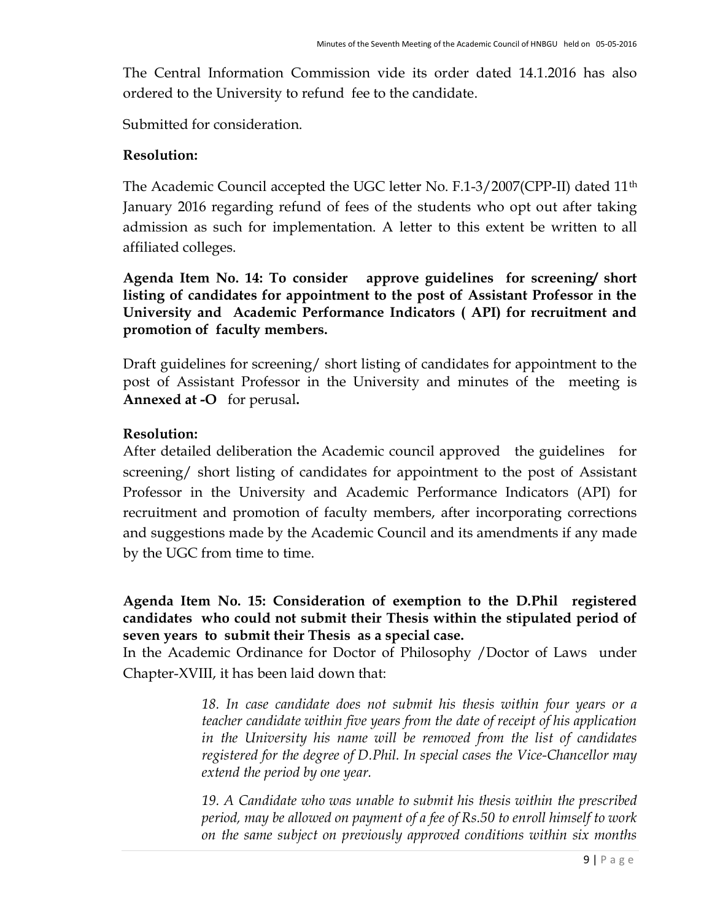The Central Information Commission vide its order dated 14.1.2016 has also ordered to the University to refund fee to the candidate.

Submitted for consideration.

**Resolution:**

The Academic Council accepted the UGC letter No. F.1-3/2007(CPP-II) dated 11th January 2016 regarding refund of fees of the students who opt out after taking admission as such for implementation. A letter to this extent be written to all affiliated colleges.

**Agenda Item No. 14: To consider approve guidelines for screening/ short listing of candidates for appointment to the post of Assistant Professor in the University and Academic Performance Indicators ( API) for recruitment and promotion of faculty members.**

Draft guidelines for screening/ short listing of candidates for appointment to the post of Assistant Professor in the University and minutes of the meeting is **Annexed at -O** for perusal**.**

**Resolution:**

After detailed deliberation the Academic council approved the guidelines for screening/ short listing of candidates for appointment to the post of Assistant Professor in the University and Academic Performance Indicators (API) for recruitment and promotion of faculty members, after incorporating corrections and suggestions made by the Academic Council and its amendments if any made by the UGC from time to time.

**Agenda Item No. 15: Consideration of exemption to the D.Phil registered candidates who could not submit their Thesis within the stipulated period of seven years to submit their Thesis as a special case.**

In the Academic Ordinance for Doctor of Philosophy /Doctor of Laws under Chapter-XVIII, it has been laid down that:

> *18. In case candidate does not submit his thesis within four years or a teacher candidate within five years from the date of receipt of his application in the University his name will be removed from the list of candidates registered for the degree of D.Phil. In special cases the Vice-Chancellor may extend the period by one year.*
>
> *19. A Candidate who was unable to submit his thesis within the prescribed period, may be allowed on payment of a fee of Rs.50 to enroll himself to work on the same subject on previously approved conditions within six months*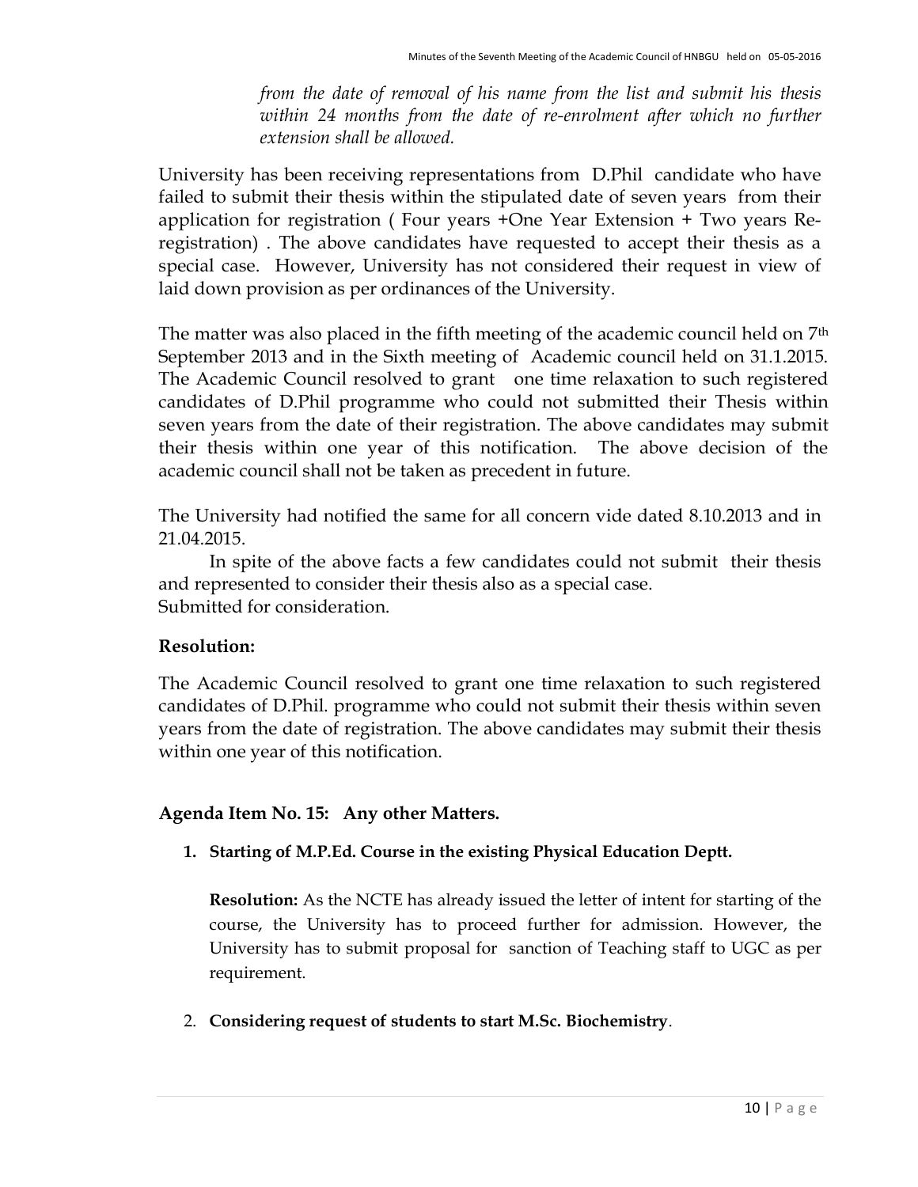*from the date of removal of his name from the list and submit his thesis within 24 months from the date of re-enrolment after which no further extension shall be allowed.*

University has been receiving representations from D.Phil candidate who have failed to submit their thesis within the stipulated date of seven years from their application for registration ( Four years +One Year Extension + Two years Re-registration) . The above candidates have requested to accept their thesis as a special case. However, University has not considered their request in view of laid down provision as per ordinances of the University.

The matter was also placed in the fifth meeting of the academic council held on 7th September 2013 and in the Sixth meeting of Academic council held on 31.1.2015. The Academic Council resolved to grant one time relaxation to such registered candidates of D.Phil programme who could not submitted their Thesis within seven years from the date of their registration. The above candidates may submit their thesis within one year of this notification. The above decision of the academic council shall not be taken as precedent in future.

The University had notified the same for all concern vide dated 8.10.2013 and in 21.04.2015.

In spite of the above facts a few candidates could not submit their thesis and represented to consider their thesis also as a special case.
Submitted for consideration.

**Resolution:**

The Academic Council resolved to grant one time relaxation to such registered candidates of D.Phil. programme who could not submit their thesis within seven years from the date of registration. The above candidates may submit their thesis within one year of this notification.

**Agenda Item No. 15: Any other Matters.**

1. **Starting of M.P.Ed. Course in the existing Physical Education Deptt.**

   **Resolution:** As the NCTE has already issued the letter of intent for starting of the course, the University has to proceed further for admission. However, the University has to submit proposal for sanction of Teaching staff to UGC as per requirement.

2. **Considering request of students to start M.Sc. Biochemistry**.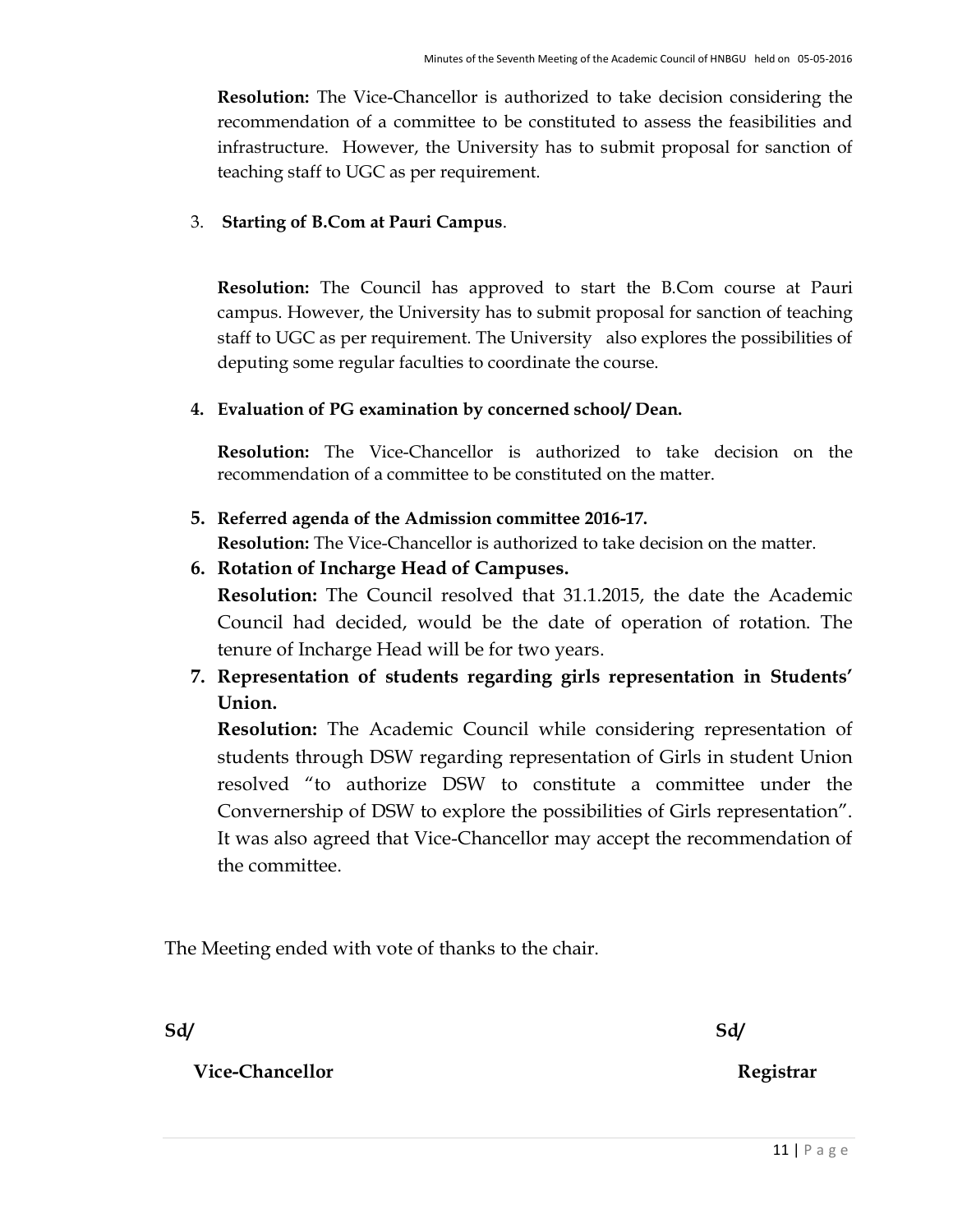**Resolution:** The Vice-Chancellor is authorized to take decision considering the recommendation of a committee to be constituted to assess the feasibilities and infrastructure. However, the University has to submit proposal for sanction of teaching staff to UGC as per requirement.

3. **Starting of B.Com at Pauri Campus**.

   **Resolution:** The Council has approved to start the B.Com course at Pauri campus. However, the University has to submit proposal for sanction of teaching staff to UGC as per requirement. The University also explores the possibilities of deputing some regular faculties to coordinate the course.

4. **Evaluation of PG examination by concerned school/ Dean.**

   **Resolution:** The Vice-Chancellor is authorized to take decision on the recommendation of a committee to be constituted on the matter.

5. **Referred agenda of the Admission committee 2016-17.**
   **Resolution:** The Vice-Chancellor is authorized to take decision on the matter.

6. **Rotation of Incharge Head of Campuses.**
   **Resolution:** The Council resolved that 31.1.2015, the date the Academic Council had decided, would be the date of operation of rotation. The tenure of Incharge Head will be for two years.

7. **Representation of students regarding girls representation in Students' Union.**
   **Resolution:** The Academic Council while considering representation of students through DSW regarding representation of Girls in student Union resolved "to authorize DSW to constitute a committee under the Convernership of DSW to explore the possibilities of Girls representation". It was also agreed that Vice-Chancellor may accept the recommendation of the committee.

The Meeting ended with vote of thanks to the chair.

**Sd/** **Sd/**

**Vice-Chancellor** **Registrar**